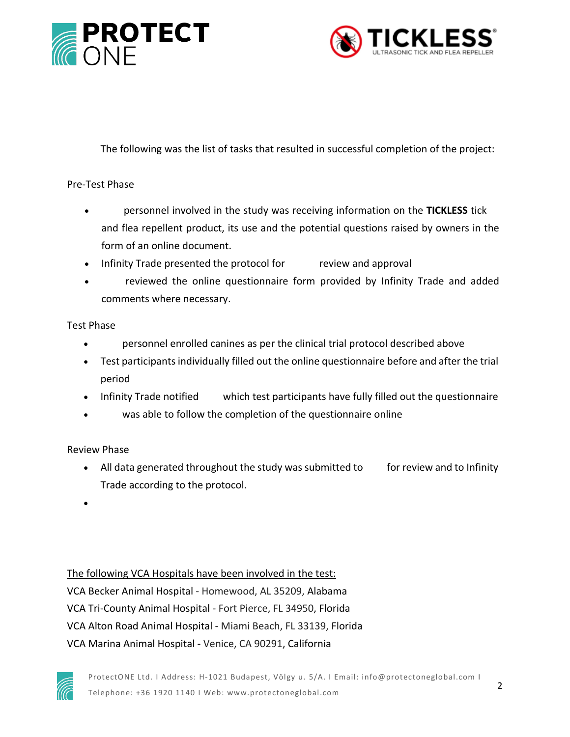The following was the list of tasks that resulted in successful completion of the project:

Pre-Test Phase

- personnel involved in the study was receiving information on the **TICKLESS** tick and flea repellent product, its use and the potential questions raised by owners in the form of an online document.
- Infinity Trade presented the protocol for review and approval
- reviewed the online questionnaire form provided by Infinity Trade and added comments where necessary.

Test Phase

- personnel enrolled canines as per the clinical trial protocol described above
- Test participants individually filled out the online questionnaire before and after the trial period
- Infinity Trade notified which test participants have fully filled out the questionnaire
- was able to follow the completion of the questionnaire online

Review Phase

- All data generated throughout the study was submitted to for review and to Infinity Trade according to the protocol.
-

<u>The following VCA Hospitals have been involved in the test:</u>

VCA Becker Animal Hospital - Homewood, AL 35209, Alabama
VCA Tri-County Animal Hospital - Fort Pierce, FL 34950, Florida
VCA Alton Road Animal Hospital - Miami Beach, FL 33139, Florida
VCA Marina Animal Hospital - Venice, CA 90291, California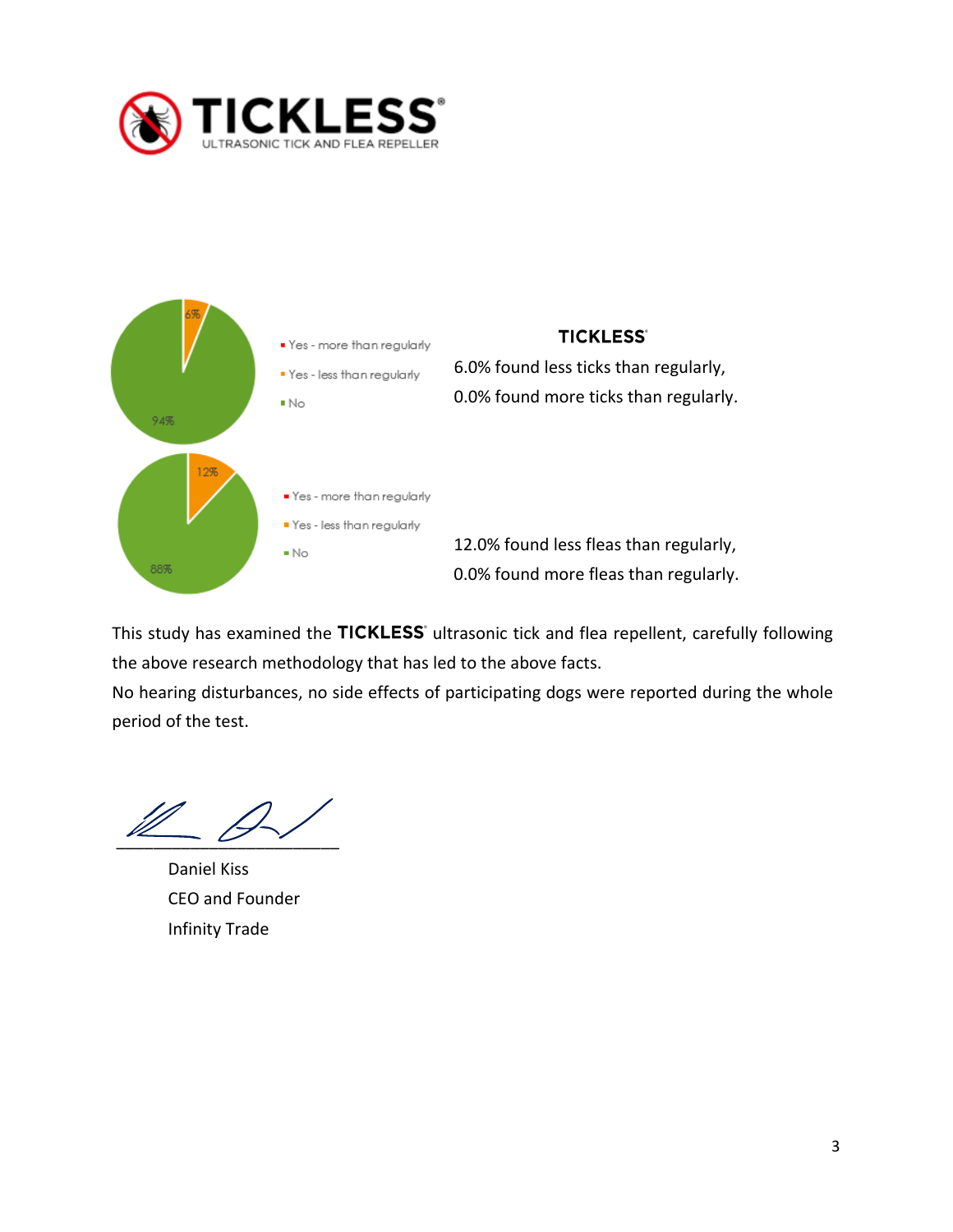**TICKLESS®**
ULTRASONIC TICK AND FLEA REPELLER

6%
94%

- Yes - more than regularly
- Yes - less than regularly
- No

**TICKLESS®**

6.0% found less ticks than regularly,

0.0% found more ticks than regularly.

12%
88%

- Yes - more than regularly
- Yes - less than regularly
- No

12.0% found less fleas than regularly,

0.0% found more fleas than regularly.

This study has examined the **TICKLESS®** ultrasonic tick and flea repellent, carefully following the above research methodology that has led to the above facts.

No hearing disturbances, no side effects of participating dogs were reported during the whole period of the test.

\_\_\_\_\_\_\_\_\_\_\_\_\_\_\_\_\_\_\_\_\_\_\_\_\_\_\_\_

Daniel Kiss
CEO and Founder
Infinity Trade